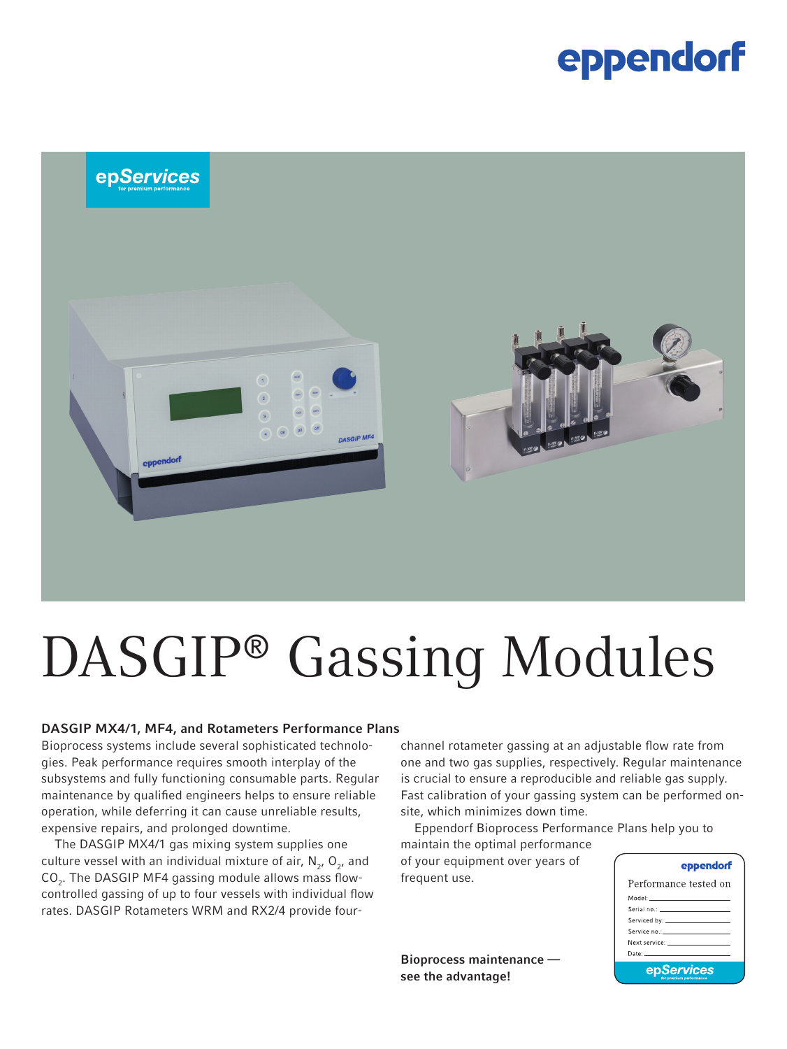# DASGIP® Gassing Modules

### DASGIP MX4/1, MF4, and Rotameters Performance Plans

Bioprocess systems include several sophisticated technologies. Peak performance requires smooth interplay of the subsystems and fully functioning consumable parts. Regular maintenance by qualified engineers helps to ensure reliable operation, while deferring it can cause unreliable results, expensive repairs, and prolonged downtime.

The DASGIP MX4/1 gas mixing system supplies one culture vessel with an individual mixture of air, $N_2$, $O_2$, and $CO_2$. The DASGIP MF4 gassing module allows mass flow-controlled gassing of up to four vessels with individual flow rates. DASGIP Rotameters WRM and RX2/4 provide four-channel rotameter gassing at an adjustable flow rate from one and two gas supplies, respectively. Regular maintenance is crucial to ensure a reproducible and reliable gas supply. Fast calibration of your gassing system can be performed on-site, which minimizes down time.

Eppendorf Bioprocess Performance Plans help you to maintain the optimal performance of your equipment over years of frequent use.

**Bioprocess maintenance — see the advantage!**

eppendorf

Performance tested on

Model: ____________

Serial no.: ____________

Serviced by: ____________

Service no.: ____________

Next service: ____________

Date: ____________

epServices for premium performance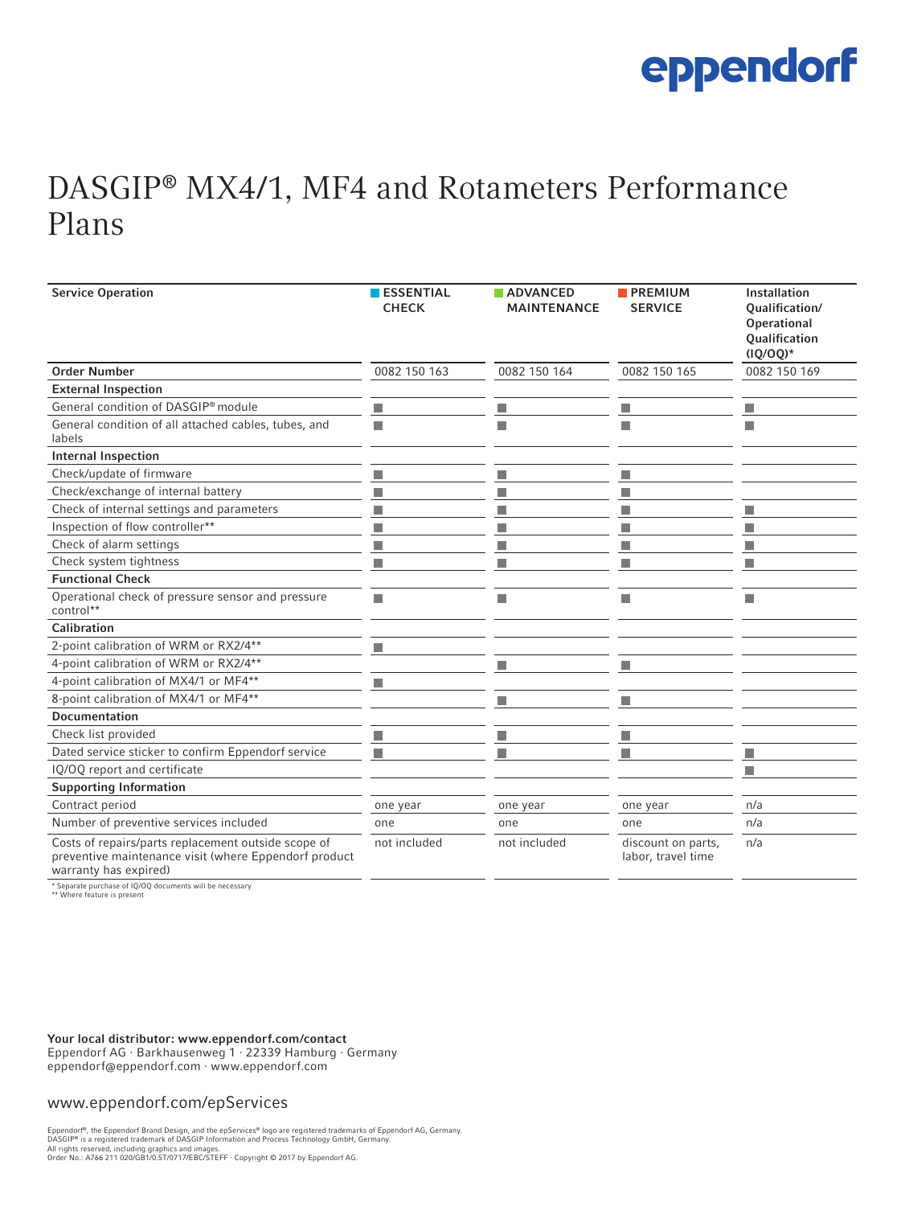# DASGIP® MX4/1, MF4 and Rotameters Performance Plans

| Service Operation | ESSENTIAL CHECK | ADVANCED MAINTENANCE | PREMIUM SERVICE | Installation Qualification/ Operational Qualification (IQ/OQ)* |
|---|---|---|---|---|
| **Order Number** | 0082 150 163 | 0082 150 164 | 0082 150 165 | 0082 150 169 |
| **External Inspection** | | | | |
| General condition of DASGIP® module | ■ | ■ | ■ | ■ |
| General condition of all attached cables, tubes, and labels | ■ | ■ | ■ | ■ |
| **Internal Inspection** | | | | |
| Check/update of firmware | ■ | ■ | ■ | |
| Check/exchange of internal battery | ■ | ■ | ■ | |
| Check of internal settings and parameters | ■ | ■ | ■ | ■ |
| Inspection of flow controller** | ■ | ■ | ■ | ■ |
| Check of alarm settings | ■ | ■ | ■ | ■ |
| Check system tightness | ■ | ■ | ■ | ■ |
| **Functional Check** | | | | |
| Operational check of pressure sensor and pressure control** | ■ | ■ | ■ | ■ |
| **Calibration** | | | | |
| 2-point calibration of WRM or RX2/4** | ■ | | | |
| 4-point calibration of WRM or RX2/4** | | ■ | ■ | |
| 4-point calibration of MX4/1 or MF4** | ■ | | | |
| 8-point calibration of MX4/1 or MF4** | | ■ | ■ | |
| **Documentation** | | | | |
| Check list provided | ■ | ■ | ■ | |
| Dated service sticker to confirm Eppendorf service | ■ | ■ | ■ | ■ |
| IQ/OQ report and certificate | | | | ■ |
| **Supporting Information** | | | | |
| Contract period | one year | one year | one year | n/a |
| Number of preventive services included | one | one | one | n/a |
| Costs of repairs/parts replacement outside scope of preventive maintenance visit (where Eppendorf product warranty has expired) | not included | not included | discount on parts, labor, travel time | n/a |

\* Separate purchase of IQ/OQ documents will be necessary
\** Where feature is present

**Your local distributor: www.eppendorf.com/contact**
Eppendorf AG · Barkhausenweg 1 · 22339 Hamburg · Germany
eppendorf@eppendorf.com · www.eppendorf.com

www.eppendorf.com/epServices

Eppendorf®, the Eppendorf Brand Design, and the epServices® logo are registered trademarks of Eppendorf AG, Germany.
DASGIP® is a registered trademark of DASGIP Information and Process Technology GmbH, Germany.
All rights reserved, including graphics and images.
Order No.: A766 211 020/GB1/0.5T/0717/EBC/STEFF · Copyright © 2017 by Eppendorf AG.